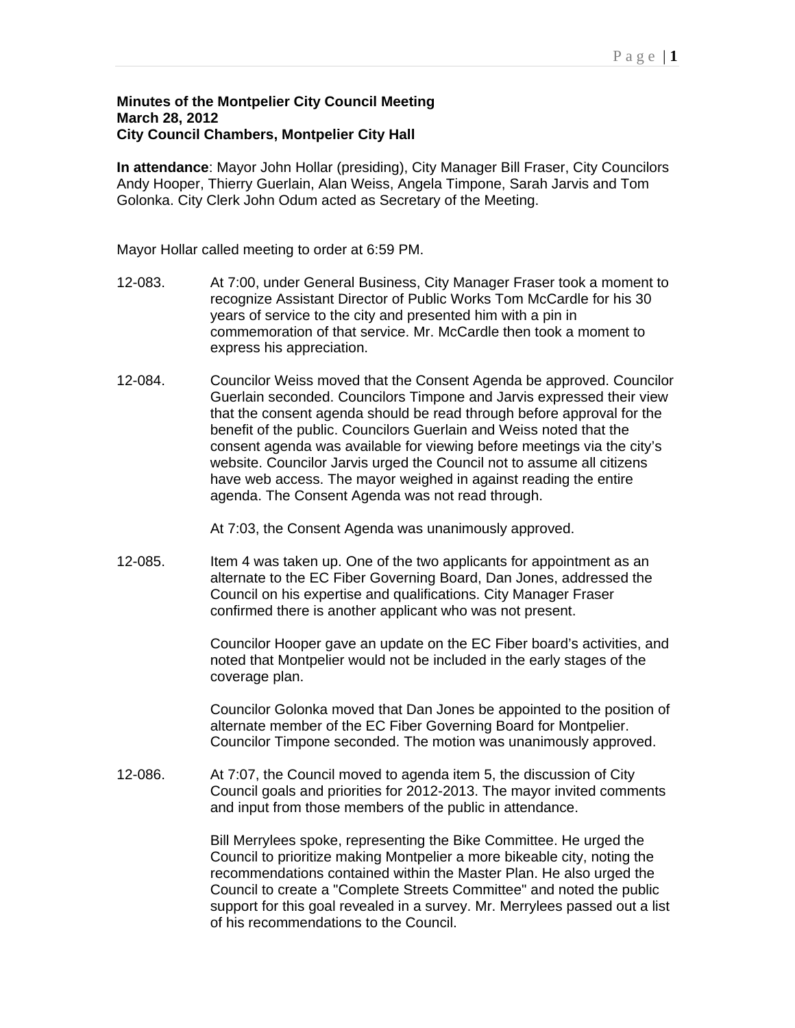**Minutes of the Montpelier City Council Meeting**
**March 28, 2012**
**City Council Chambers, Montpelier City Hall**

**In attendance**: Mayor John Hollar (presiding), City Manager Bill Fraser, City Councilors Andy Hooper, Thierry Guerlain, Alan Weiss, Angela Timpone, Sarah Jarvis and Tom Golonka. City Clerk John Odum acted as Secretary of the Meeting.

Mayor Hollar called meeting to order at 6:59 PM.

12-083. At 7:00, under General Business, City Manager Fraser took a moment to recognize Assistant Director of Public Works Tom McCardle for his 30 years of service to the city and presented him with a pin in commemoration of that service. Mr. McCardle then took a moment to express his appreciation.

12-084. Councilor Weiss moved that the Consent Agenda be approved. Councilor Guerlain seconded. Councilors Timpone and Jarvis expressed their view that the consent agenda should be read through before approval for the benefit of the public. Councilors Guerlain and Weiss noted that the consent agenda was available for viewing before meetings via the city's website. Councilor Jarvis urged the Council not to assume all citizens have web access. The mayor weighed in against reading the entire agenda. The Consent Agenda was not read through.

At 7:03, the Consent Agenda was unanimously approved.

12-085. Item 4 was taken up. One of the two applicants for appointment as an alternate to the EC Fiber Governing Board, Dan Jones, addressed the Council on his expertise and qualifications. City Manager Fraser confirmed there is another applicant who was not present.

Councilor Hooper gave an update on the EC Fiber board's activities, and noted that Montpelier would not be included in the early stages of the coverage plan.

Councilor Golonka moved that Dan Jones be appointed to the position of alternate member of the EC Fiber Governing Board for Montpelier. Councilor Timpone seconded. The motion was unanimously approved.

12-086. At 7:07, the Council moved to agenda item 5, the discussion of City Council goals and priorities for 2012-2013. The mayor invited comments and input from those members of the public in attendance.

Bill Merrylees spoke, representing the Bike Committee. He urged the Council to prioritize making Montpelier a more bikeable city, noting the recommendations contained within the Master Plan. He also urged the Council to create a "Complete Streets Committee" and noted the public support for this goal revealed in a survey. Mr. Merrylees passed out a list of his recommendations to the Council.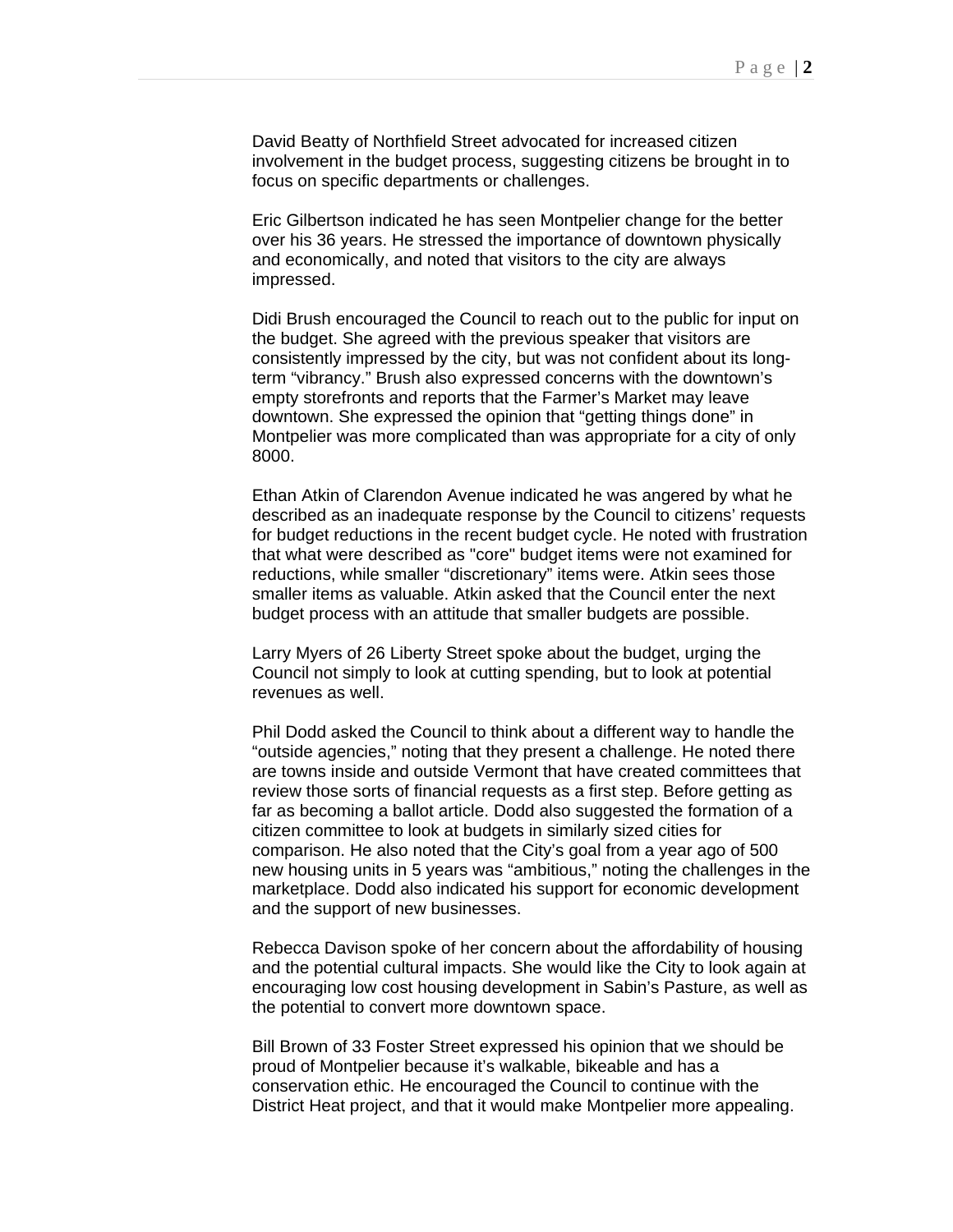David Beatty of Northfield Street advocated for increased citizen involvement in the budget process, suggesting citizens be brought in to focus on specific departments or challenges.

Eric Gilbertson indicated he has seen Montpelier change for the better over his 36 years. He stressed the importance of downtown physically and economically, and noted that visitors to the city are always impressed.

Didi Brush encouraged the Council to reach out to the public for input on the budget. She agreed with the previous speaker that visitors are consistently impressed by the city, but was not confident about its long-term "vibrancy." Brush also expressed concerns with the downtown's empty storefronts and reports that the Farmer's Market may leave downtown. She expressed the opinion that "getting things done" in Montpelier was more complicated than was appropriate for a city of only 8000.

Ethan Atkin of Clarendon Avenue indicated he was angered by what he described as an inadequate response by the Council to citizens' requests for budget reductions in the recent budget cycle. He noted with frustration that what were described as "core" budget items were not examined for reductions, while smaller "discretionary" items were. Atkin sees those smaller items as valuable. Atkin asked that the Council enter the next budget process with an attitude that smaller budgets are possible.

Larry Myers of 26 Liberty Street spoke about the budget, urging the Council not simply to look at cutting spending, but to look at potential revenues as well.

Phil Dodd asked the Council to think about a different way to handle the "outside agencies," noting that they present a challenge. He noted there are towns inside and outside Vermont that have created committees that review those sorts of financial requests as a first step. Before getting as far as becoming a ballot article. Dodd also suggested the formation of a citizen committee to look at budgets in similarly sized cities for comparison. He also noted that the City's goal from a year ago of 500 new housing units in 5 years was "ambitious," noting the challenges in the marketplace. Dodd also indicated his support for economic development and the support of new businesses.

Rebecca Davison spoke of her concern about the affordability of housing and the potential cultural impacts. She would like the City to look again at encouraging low cost housing development in Sabin's Pasture, as well as the potential to convert more downtown space.

Bill Brown of 33 Foster Street expressed his opinion that we should be proud of Montpelier because it's walkable, bikeable and has a conservation ethic. He encouraged the Council to continue with the District Heat project, and that it would make Montpelier more appealing.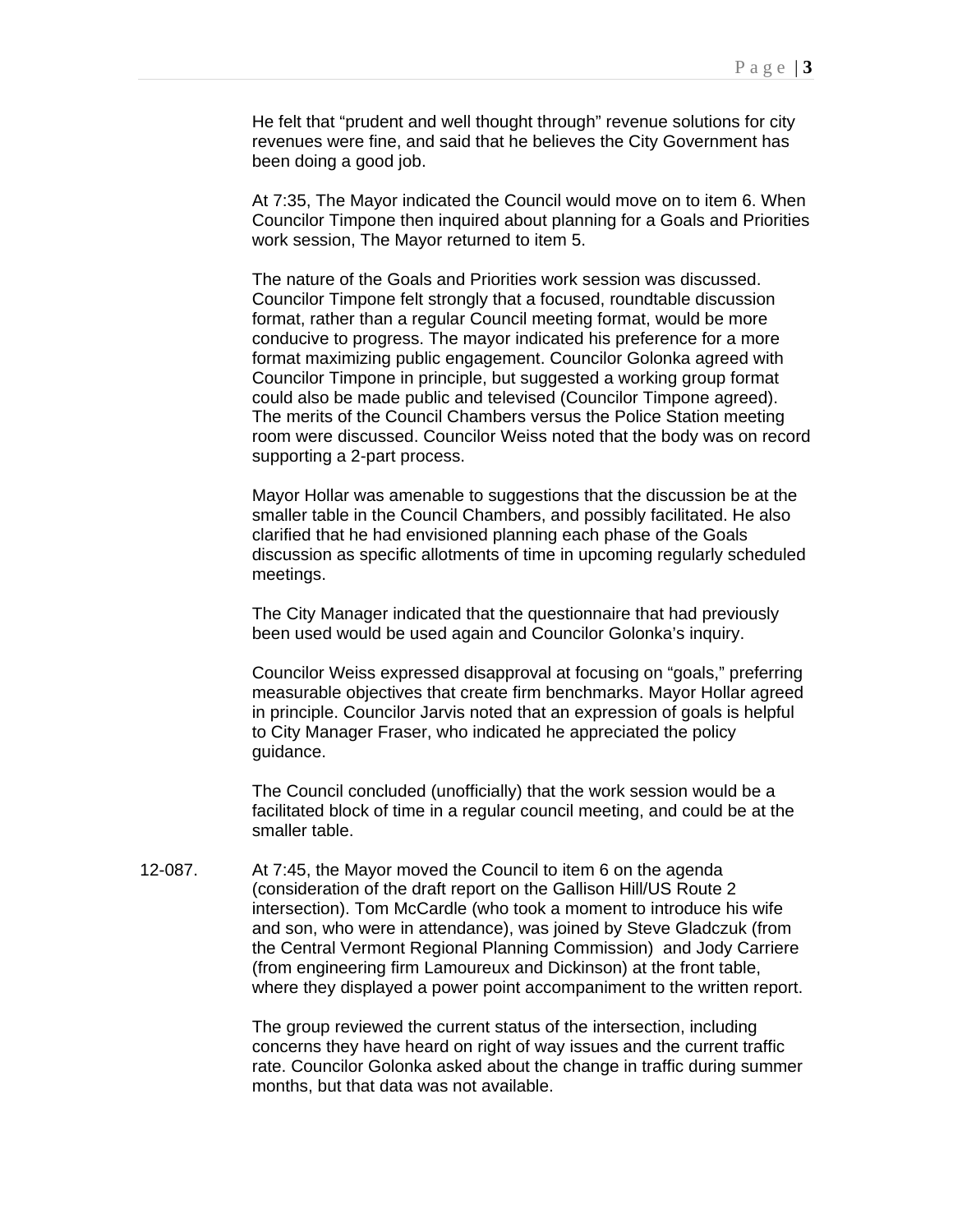He felt that “prudent and well thought through” revenue solutions for city revenues were fine, and said that he believes the City Government has been doing a good job.

At 7:35, The Mayor indicated the Council would move on to item 6. When Councilor Timpone then inquired about planning for a Goals and Priorities work session, The Mayor returned to item 5.

The nature of the Goals and Priorities work session was discussed. Councilor Timpone felt strongly that a focused, roundtable discussion format, rather than a regular Council meeting format, would be more conducive to progress. The mayor indicated his preference for a more format maximizing public engagement. Councilor Golonka agreed with Councilor Timpone in principle, but suggested a working group format could also be made public and televised (Councilor Timpone agreed). The merits of the Council Chambers versus the Police Station meeting room were discussed. Councilor Weiss noted that the body was on record supporting a 2-part process.

Mayor Hollar was amenable to suggestions that the discussion be at the smaller table in the Council Chambers, and possibly facilitated. He also clarified that he had envisioned planning each phase of the Goals discussion as specific allotments of time in upcoming regularly scheduled meetings.

The City Manager indicated that the questionnaire that had previously been used would be used again and Councilor Golonka’s inquiry.

Councilor Weiss expressed disapproval at focusing on “goals,” preferring measurable objectives that create firm benchmarks. Mayor Hollar agreed in principle. Councilor Jarvis noted that an expression of goals is helpful to City Manager Fraser, who indicated he appreciated the policy guidance.

The Council concluded (unofficially) that the work session would be a facilitated block of time in a regular council meeting, and could be at the smaller table.

12-087. At 7:45, the Mayor moved the Council to item 6 on the agenda (consideration of the draft report on the Gallison Hill/US Route 2 intersection). Tom McCardle (who took a moment to introduce his wife and son, who were in attendance), was joined by Steve Gladczuk (from the Central Vermont Regional Planning Commission) and Jody Carriere (from engineering firm Lamoureux and Dickinson) at the front table, where they displayed a power point accompaniment to the written report.

The group reviewed the current status of the intersection, including concerns they have heard on right of way issues and the current traffic rate. Councilor Golonka asked about the change in traffic during summer months, but that data was not available.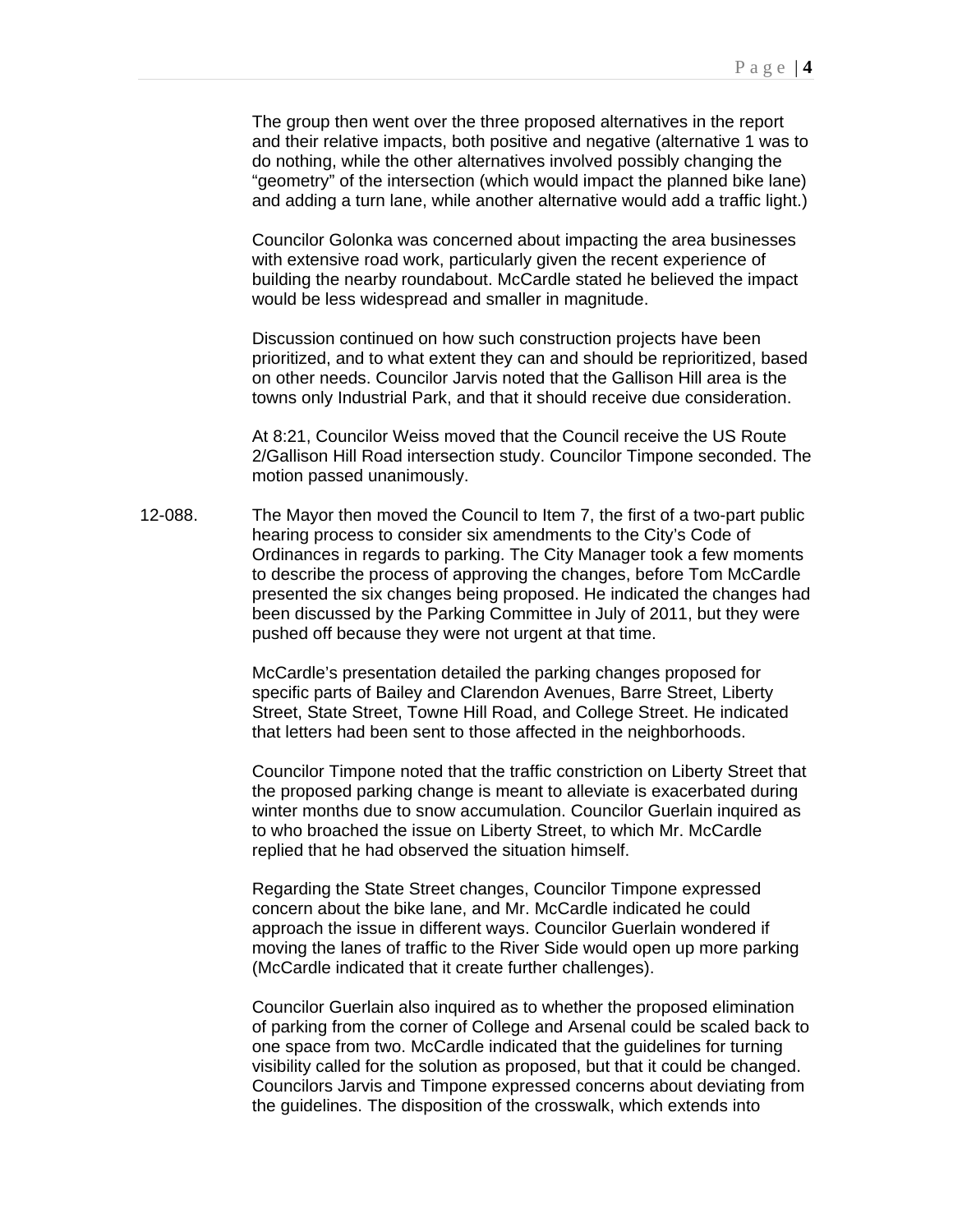The group then went over the three proposed alternatives in the report and their relative impacts, both positive and negative (alternative 1 was to do nothing, while the other alternatives involved possibly changing the "geometry" of the intersection (which would impact the planned bike lane) and adding a turn lane, while another alternative would add a traffic light.)

Councilor Golonka was concerned about impacting the area businesses with extensive road work, particularly given the recent experience of building the nearby roundabout. McCardle stated he believed the impact would be less widespread and smaller in magnitude.

Discussion continued on how such construction projects have been prioritized, and to what extent they can and should be reprioritized, based on other needs. Councilor Jarvis noted that the Gallison Hill area is the towns only Industrial Park, and that it should receive due consideration.

At 8:21, Councilor Weiss moved that the Council receive the US Route 2/Gallison Hill Road intersection study. Councilor Timpone seconded. The motion passed unanimously.

12-088. The Mayor then moved the Council to Item 7, the first of a two-part public hearing process to consider six amendments to the City's Code of Ordinances in regards to parking. The City Manager took a few moments to describe the process of approving the changes, before Tom McCardle presented the six changes being proposed. He indicated the changes had been discussed by the Parking Committee in July of 2011, but they were pushed off because they were not urgent at that time.

McCardle's presentation detailed the parking changes proposed for specific parts of Bailey and Clarendon Avenues, Barre Street, Liberty Street, State Street, Towne Hill Road, and College Street. He indicated that letters had been sent to those affected in the neighborhoods.

Councilor Timpone noted that the traffic constriction on Liberty Street that the proposed parking change is meant to alleviate is exacerbated during winter months due to snow accumulation. Councilor Guerlain inquired as to who broached the issue on Liberty Street, to which Mr. McCardle replied that he had observed the situation himself.

Regarding the State Street changes, Councilor Timpone expressed concern about the bike lane, and Mr. McCardle indicated he could approach the issue in different ways. Councilor Guerlain wondered if moving the lanes of traffic to the River Side would open up more parking (McCardle indicated that it create further challenges).

Councilor Guerlain also inquired as to whether the proposed elimination of parking from the corner of College and Arsenal could be scaled back to one space from two. McCardle indicated that the guidelines for turning visibility called for the solution as proposed, but that it could be changed. Councilors Jarvis and Timpone expressed concerns about deviating from the guidelines. The disposition of the crosswalk, which extends into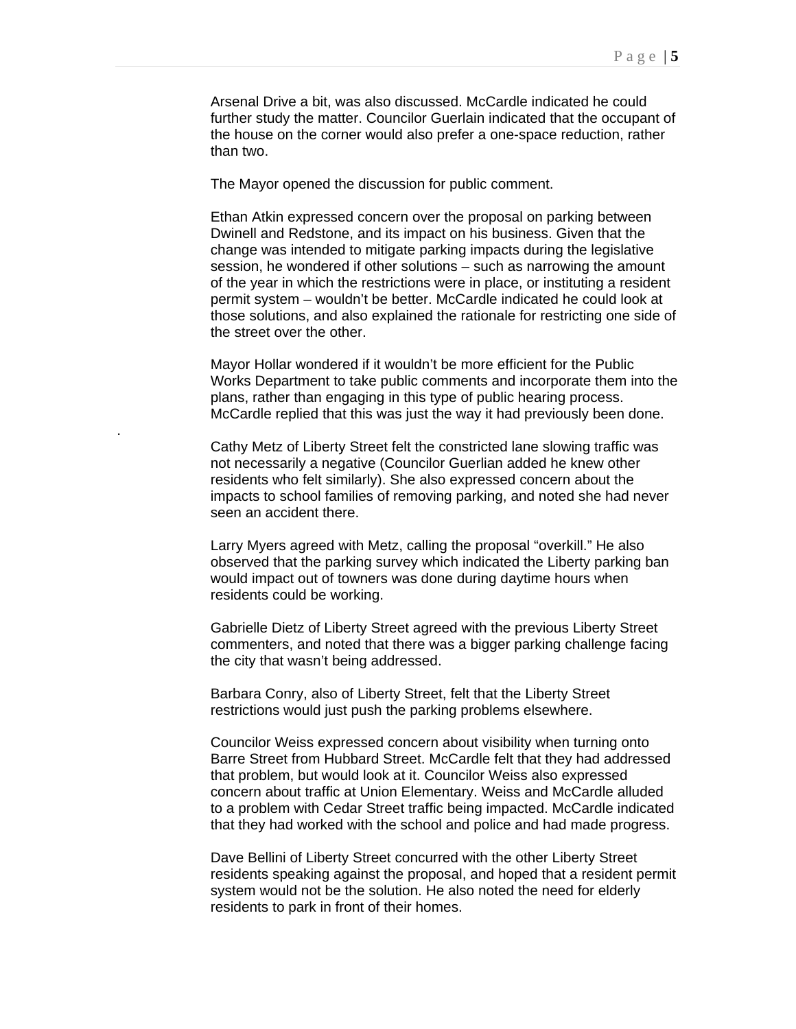Arsenal Drive a bit, was also discussed. McCardle indicated he could further study the matter. Councilor Guerlain indicated that the occupant of the house on the corner would also prefer a one-space reduction, rather than two.

The Mayor opened the discussion for public comment.

Ethan Atkin expressed concern over the proposal on parking between Dwinell and Redstone, and its impact on his business. Given that the change was intended to mitigate parking impacts during the legislative session, he wondered if other solutions – such as narrowing the amount of the year in which the restrictions were in place, or instituting a resident permit system – wouldn't be better. McCardle indicated he could look at those solutions, and also explained the rationale for restricting one side of the street over the other.

Mayor Hollar wondered if it wouldn't be more efficient for the Public Works Department to take public comments and incorporate them into the plans, rather than engaging in this type of public hearing process. McCardle replied that this was just the way it had previously been done.

Cathy Metz of Liberty Street felt the constricted lane slowing traffic was not necessarily a negative (Councilor Guerlian added he knew other residents who felt similarly). She also expressed concern about the impacts to school families of removing parking, and noted she had never seen an accident there.

Larry Myers agreed with Metz, calling the proposal "overkill." He also observed that the parking survey which indicated the Liberty parking ban would impact out of towners was done during daytime hours when residents could be working.

Gabrielle Dietz of Liberty Street agreed with the previous Liberty Street commenters, and noted that there was a bigger parking challenge facing the city that wasn't being addressed.

Barbara Conry, also of Liberty Street, felt that the Liberty Street restrictions would just push the parking problems elsewhere.

Councilor Weiss expressed concern about visibility when turning onto Barre Street from Hubbard Street. McCardle felt that they had addressed that problem, but would look at it. Councilor Weiss also expressed concern about traffic at Union Elementary. Weiss and McCardle alluded to a problem with Cedar Street traffic being impacted. McCardle indicated that they had worked with the school and police and had made progress.

Dave Bellini of Liberty Street concurred with the other Liberty Street residents speaking against the proposal, and hoped that a resident permit system would not be the solution. He also noted the need for elderly residents to park in front of their homes.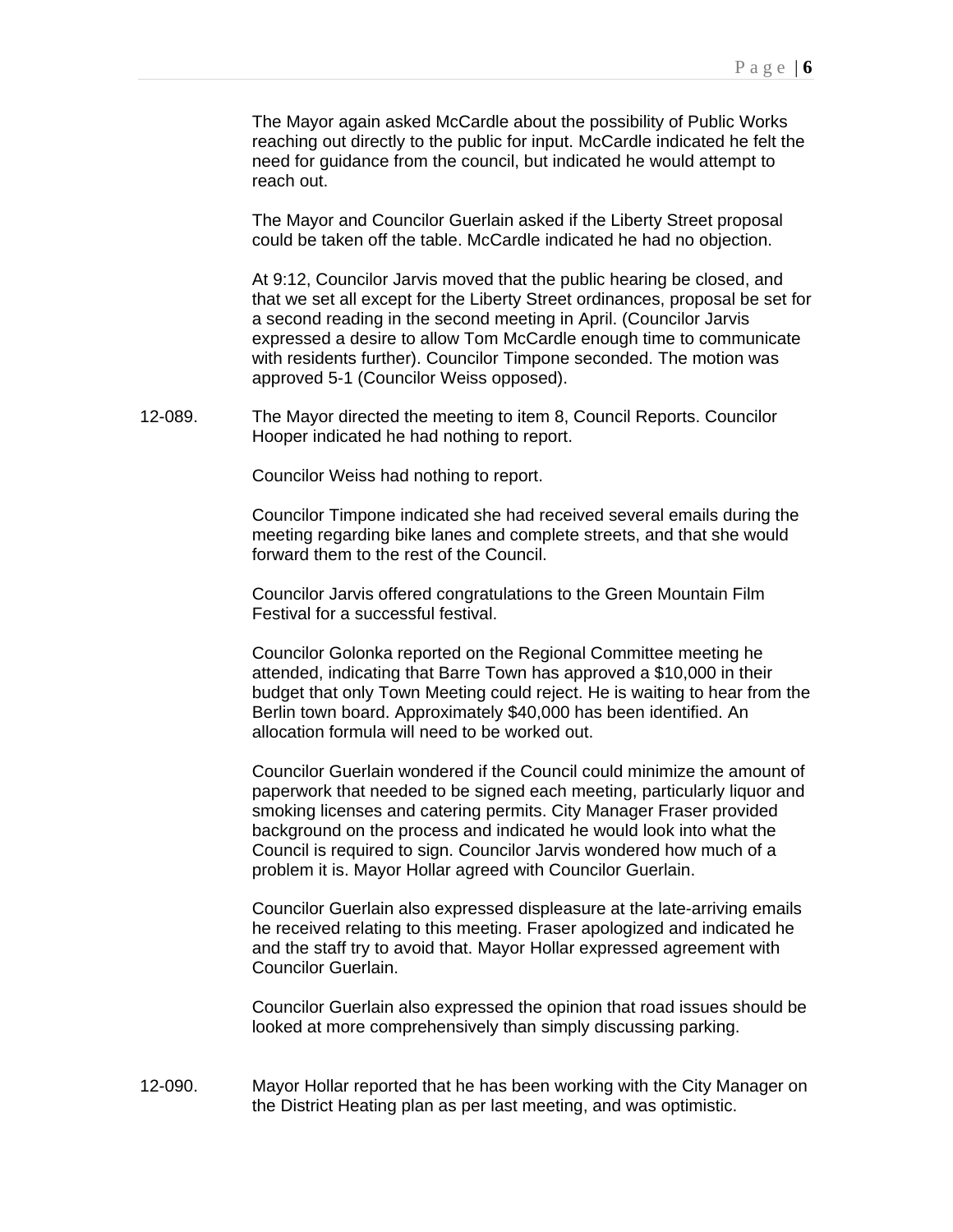The Mayor again asked McCardle about the possibility of Public Works reaching out directly to the public for input. McCardle indicated he felt the need for guidance from the council, but indicated he would attempt to reach out.

The Mayor and Councilor Guerlain asked if the Liberty Street proposal could be taken off the table. McCardle indicated he had no objection.

At 9:12, Councilor Jarvis moved that the public hearing be closed, and that we set all except for the Liberty Street ordinances, proposal be set for a second reading in the second meeting in April. (Councilor Jarvis expressed a desire to allow Tom McCardle enough time to communicate with residents further). Councilor Timpone seconded. The motion was approved 5-1 (Councilor Weiss opposed).

12-089. The Mayor directed the meeting to item 8, Council Reports. Councilor Hooper indicated he had nothing to report.

Councilor Weiss had nothing to report.

Councilor Timpone indicated she had received several emails during the meeting regarding bike lanes and complete streets, and that she would forward them to the rest of the Council.

Councilor Jarvis offered congratulations to the Green Mountain Film Festival for a successful festival.

Councilor Golonka reported on the Regional Committee meeting he attended, indicating that Barre Town has approved a $10,000 in their budget that only Town Meeting could reject. He is waiting to hear from the Berlin town board. Approximately $40,000 has been identified. An allocation formula will need to be worked out.

Councilor Guerlain wondered if the Council could minimize the amount of paperwork that needed to be signed each meeting, particularly liquor and smoking licenses and catering permits. City Manager Fraser provided background on the process and indicated he would look into what the Council is required to sign. Councilor Jarvis wondered how much of a problem it is. Mayor Hollar agreed with Councilor Guerlain.

Councilor Guerlain also expressed displeasure at the late-arriving emails he received relating to this meeting. Fraser apologized and indicated he and the staff try to avoid that. Mayor Hollar expressed agreement with Councilor Guerlain.

Councilor Guerlain also expressed the opinion that road issues should be looked at more comprehensively than simply discussing parking.

12-090. Mayor Hollar reported that he has been working with the City Manager on the District Heating plan as per last meeting, and was optimistic.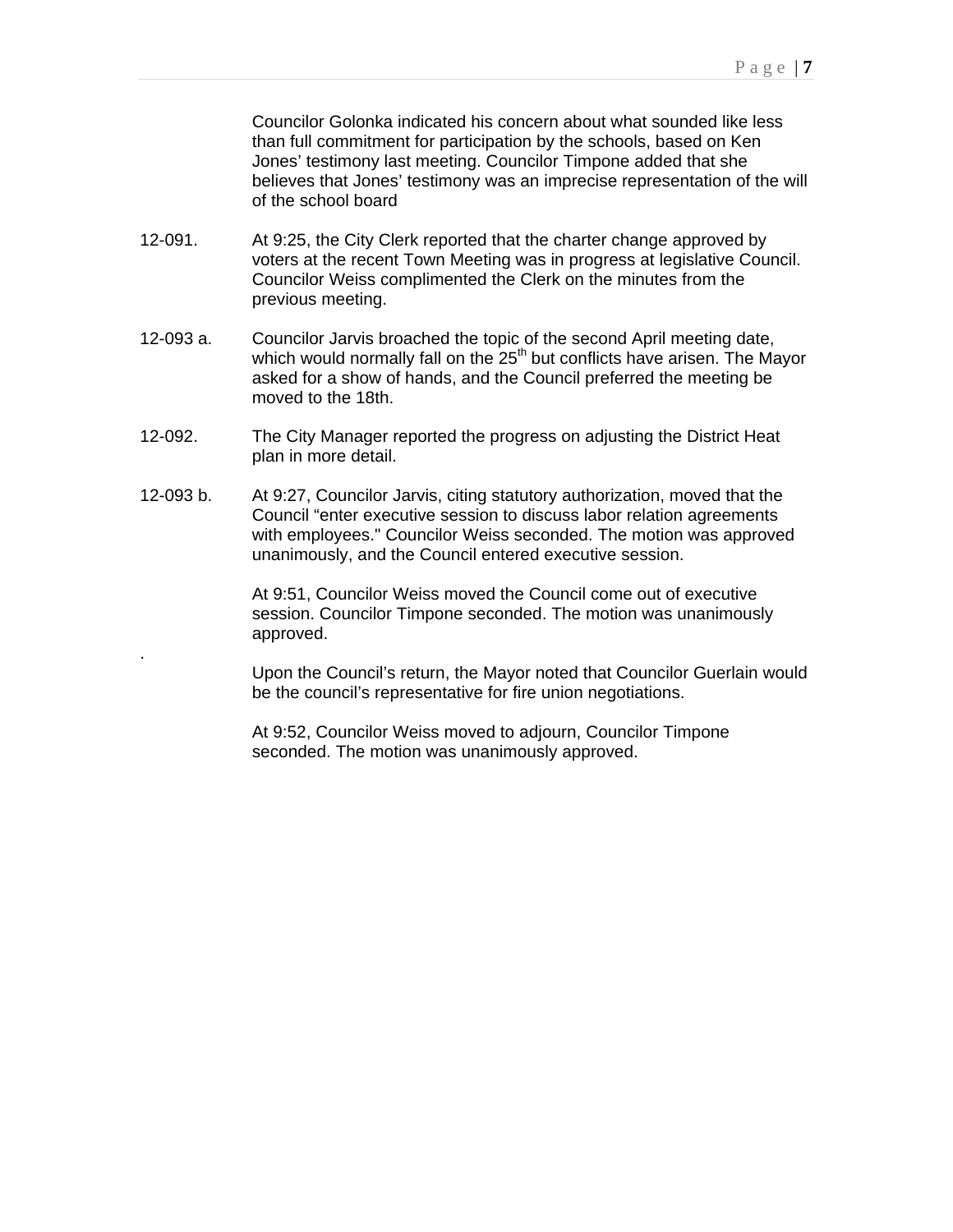Councilor Golonka indicated his concern about what sounded like less than full commitment for participation by the schools, based on Ken Jones' testimony last meeting. Councilor Timpone added that she believes that Jones' testimony was an imprecise representation of the will of the school board

12-091. At 9:25, the City Clerk reported that the charter change approved by voters at the recent Town Meeting was in progress at legislative Council. Councilor Weiss complimented the Clerk on the minutes from the previous meeting.

12-093 a. Councilor Jarvis broached the topic of the second April meeting date, which would normally fall on the 25th but conflicts have arisen. The Mayor asked for a show of hands, and the Council preferred the meeting be moved to the 18th.

12-092. The City Manager reported the progress on adjusting the District Heat plan in more detail.

12-093 b. At 9:27, Councilor Jarvis, citing statutory authorization, moved that the Council "enter executive session to discuss labor relation agreements with employees." Councilor Weiss seconded. The motion was approved unanimously, and the Council entered executive session.

At 9:51, Councilor Weiss moved the Council come out of executive session. Councilor Timpone seconded. The motion was unanimously approved.

.

Upon the Council's return, the Mayor noted that Councilor Guerlain would be the council's representative for fire union negotiations.

At 9:52, Councilor Weiss moved to adjourn, Councilor Timpone seconded. The motion was unanimously approved.